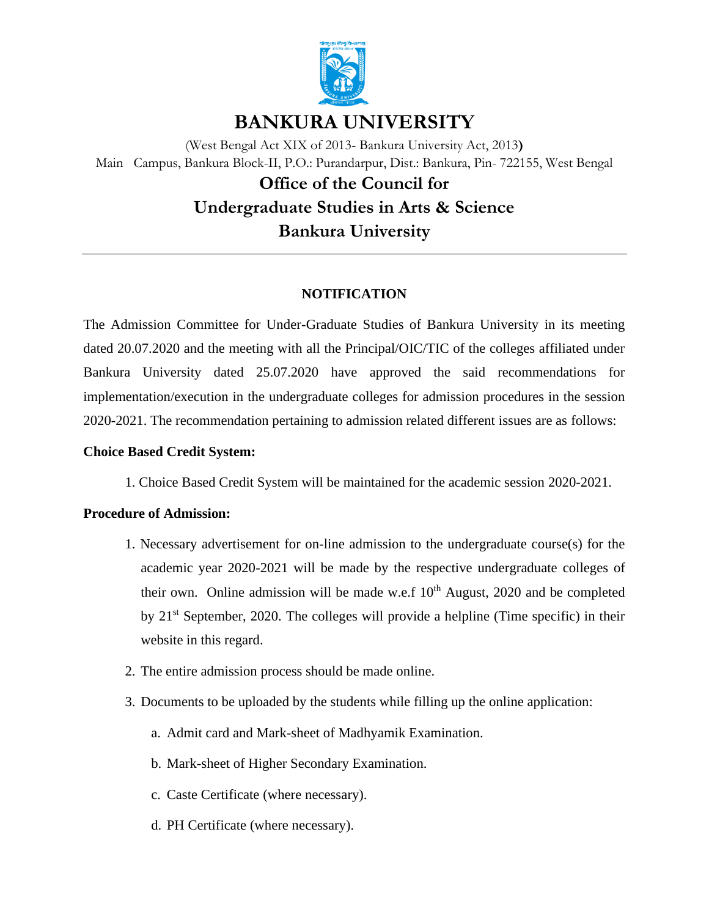# BANKURA UNIVERSITY

(West Bengal Act XIX of 2013- Bankura University Act, 2013)

Main Campus, Bankura Block-II, P.O.: Purandarpur, Dist.: Bankura, Pin- 722155, West Bengal

## Office of the Council for Undergraduate Studies in Arts & Science Bankura University

---

### NOTIFICATION

The Admission Committee for Under-Graduate Studies of Bankura University in its meeting dated 20.07.2020 and the meeting with all the Principal/OIC/TIC of the colleges affiliated under Bankura University dated 25.07.2020 have approved the said recommendations for implementation/execution in the undergraduate colleges for admission procedures in the session 2020-2021. The recommendation pertaining to admission related different issues are as follows:

**Choice Based Credit System:**

1. Choice Based Credit System will be maintained for the academic session 2020-2021.

**Procedure of Admission:**

1. Necessary advertisement for on-line admission to the undergraduate course(s) for the academic year 2020-2021 will be made by the respective undergraduate colleges of their own. Online admission will be made w.e.f 10th August, 2020 and be completed by 21st September, 2020. The colleges will provide a helpline (Time specific) in their website in this regard.
2. The entire admission process should be made online.
3. Documents to be uploaded by the students while filling up the online application:
    a. Admit card and Mark-sheet of Madhyamik Examination.
    b. Mark-sheet of Higher Secondary Examination.
    c. Caste Certificate (where necessary).
    d. PH Certificate (where necessary).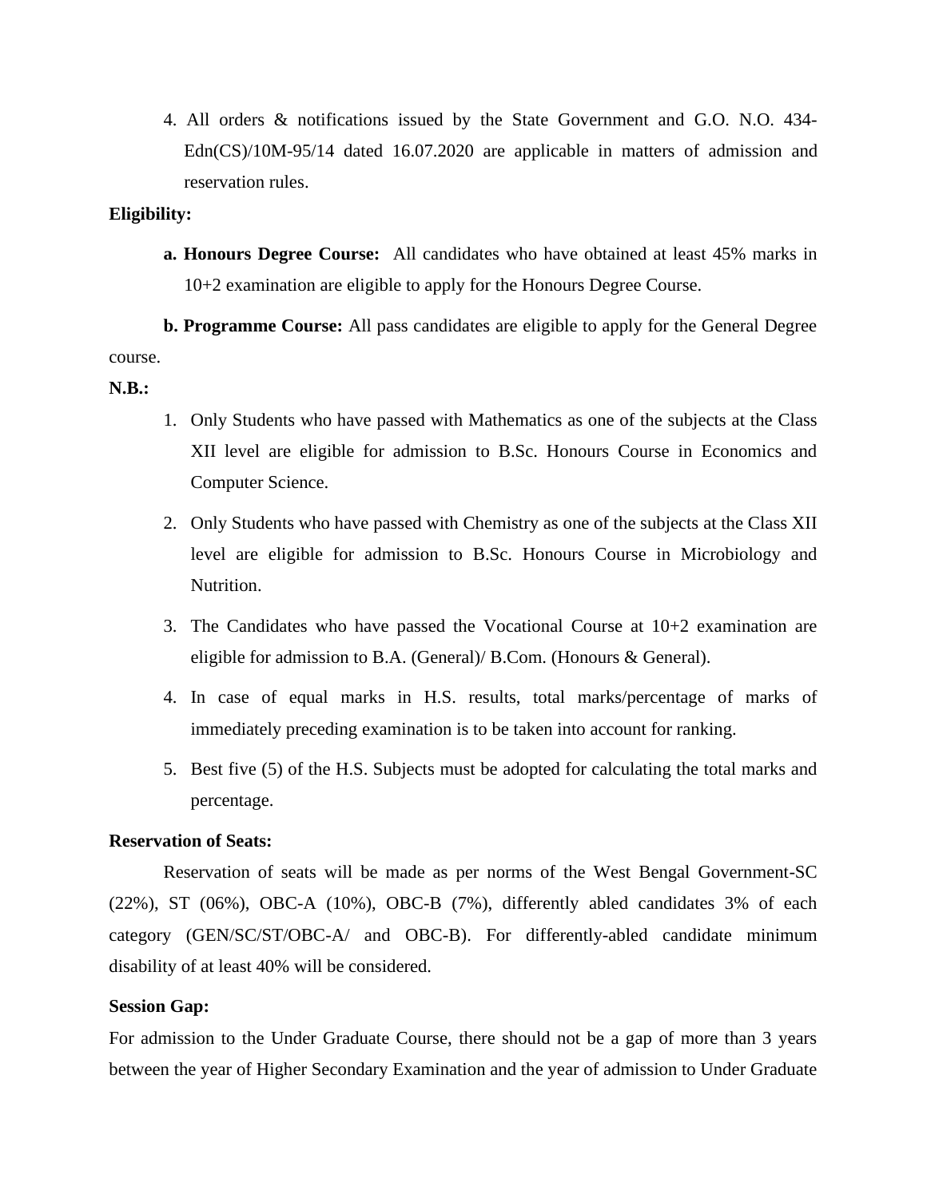4. All orders & notifications issued by the State Government and G.O. N.O. 434-Edn(CS)/10M-95/14 dated 16.07.2020 are applicable in matters of admission and reservation rules.

**Eligibility:**

**a. Honours Degree Course:** All candidates who have obtained at least 45% marks in 10+2 examination are eligible to apply for the Honours Degree Course.

**b. Programme Course:** All pass candidates are eligible to apply for the General Degree course.

**N.B.:**

1. Only Students who have passed with Mathematics as one of the subjects at the Class XII level are eligible for admission to B.Sc. Honours Course in Economics and Computer Science.
2. Only Students who have passed with Chemistry as one of the subjects at the Class XII level are eligible for admission to B.Sc. Honours Course in Microbiology and Nutrition.
3. The Candidates who have passed the Vocational Course at 10+2 examination are eligible for admission to B.A. (General)/ B.Com. (Honours & General).
4. In case of equal marks in H.S. results, total marks/percentage of marks of immediately preceding examination is to be taken into account for ranking.
5. Best five (5) of the H.S. Subjects must be adopted for calculating the total marks and percentage.

**Reservation of Seats:**

Reservation of seats will be made as per norms of the West Bengal Government-SC (22%), ST (06%), OBC-A (10%), OBC-B (7%), differently abled candidates 3% of each category (GEN/SC/ST/OBC-A/ and OBC-B). For differently-abled candidate minimum disability of at least 40% will be considered.

**Session Gap:**

For admission to the Under Graduate Course, there should not be a gap of more than 3 years between the year of Higher Secondary Examination and the year of admission to Under Graduate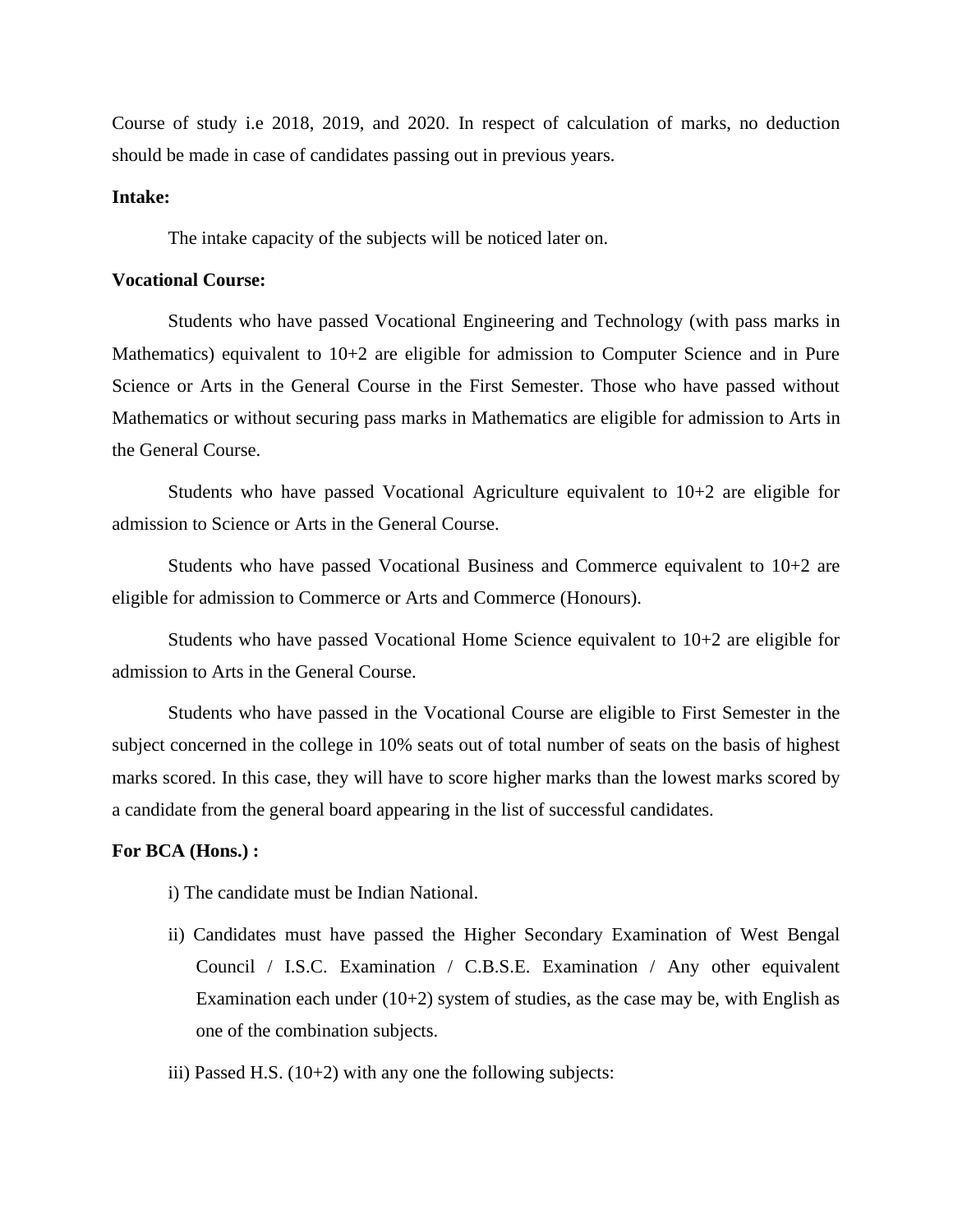Course of study i.e 2018, 2019, and 2020. In respect of calculation of marks, no deduction should be made in case of candidates passing out in previous years.

**Intake:**

The intake capacity of the subjects will be noticed later on.

**Vocational Course:**

Students who have passed Vocational Engineering and Technology (with pass marks in Mathematics) equivalent to 10+2 are eligible for admission to Computer Science and in Pure Science or Arts in the General Course in the First Semester. Those who have passed without Mathematics or without securing pass marks in Mathematics are eligible for admission to Arts in the General Course.

Students who have passed Vocational Agriculture equivalent to 10+2 are eligible for admission to Science or Arts in the General Course.

Students who have passed Vocational Business and Commerce equivalent to 10+2 are eligible for admission to Commerce or Arts and Commerce (Honours).

Students who have passed Vocational Home Science equivalent to 10+2 are eligible for admission to Arts in the General Course.

Students who have passed in the Vocational Course are eligible to First Semester in the subject concerned in the college in 10% seats out of total number of seats on the basis of highest marks scored. In this case, they will have to score higher marks than the lowest marks scored by a candidate from the general board appearing in the list of successful candidates.

**For BCA (Hons.) :**

i) The candidate must be Indian National.

ii) Candidates must have passed the Higher Secondary Examination of West Bengal Council / I.S.C. Examination / C.B.S.E. Examination / Any other equivalent Examination each under (10+2) system of studies, as the case may be, with English as one of the combination subjects.

iii) Passed H.S. (10+2) with any one the following subjects: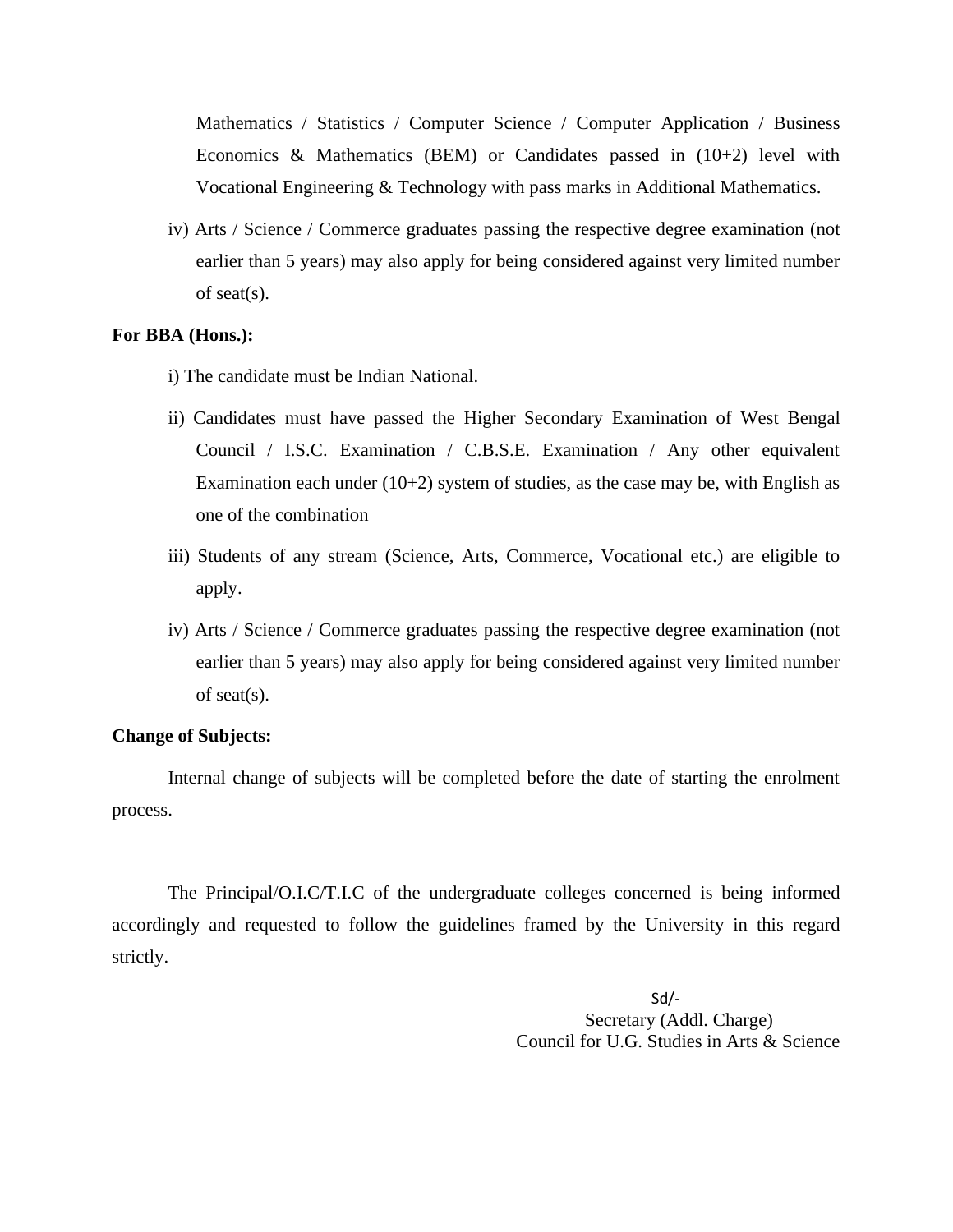Mathematics / Statistics / Computer Science / Computer Application / Business Economics & Mathematics (BEM) or Candidates passed in (10+2) level with Vocational Engineering & Technology with pass marks in Additional Mathematics.

iv) Arts / Science / Commerce graduates passing the respective degree examination (not earlier than 5 years) may also apply for being considered against very limited number of seat(s).

**For BBA (Hons.):**

i) The candidate must be Indian National.

ii) Candidates must have passed the Higher Secondary Examination of West Bengal Council / I.S.C. Examination / C.B.S.E. Examination / Any other equivalent Examination each under (10+2) system of studies, as the case may be, with English as one of the combination

iii) Students of any stream (Science, Arts, Commerce, Vocational etc.) are eligible to apply.

iv) Arts / Science / Commerce graduates passing the respective degree examination (not earlier than 5 years) may also apply for being considered against very limited number of seat(s).

**Change of Subjects:**

Internal change of subjects will be completed before the date of starting the enrolment process.

The Principal/O.I.C/T.I.C of the undergraduate colleges concerned is being informed accordingly and requested to follow the guidelines framed by the University in this regard strictly.

Sd/-
Secretary (Addl. Charge)
Council for U.G. Studies in Arts & Science